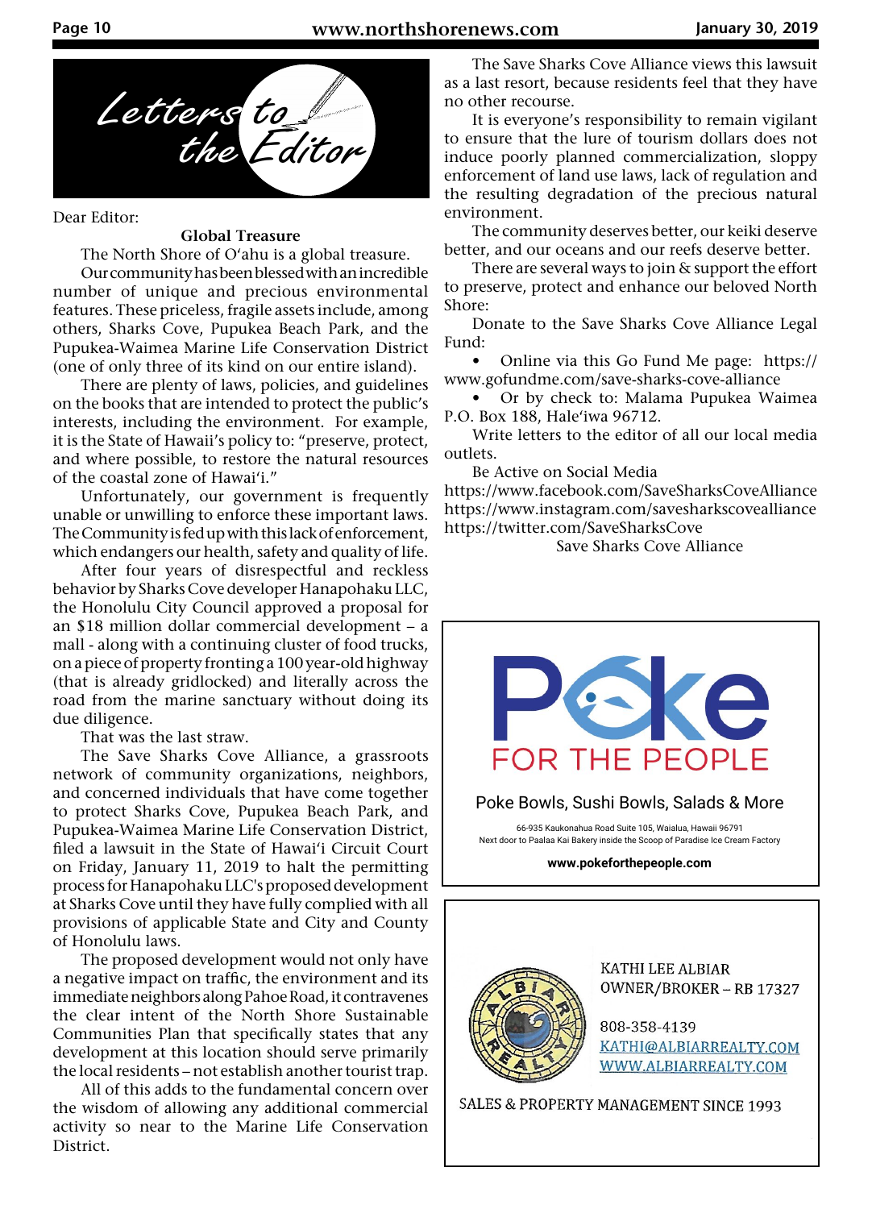# Letters to the Editor

Dear Editor:

**Global Treasure**

The North Shore of O'ahu is a global treasure.

Our community has been blessed with an incredible number of unique and precious environmental features. These priceless, fragile assets include, among others, Sharks Cove, Pupukea Beach Park, and the Pupukea-Waimea Marine Life Conservation District (one of only three of its kind on our entire island).

There are plenty of laws, policies, and guidelines on the books that are intended to protect the public's interests, including the environment. For example, it is the State of Hawaii's policy to: "preserve, protect, and where possible, to restore the natural resources of the coastal zone of Hawai'i."

Unfortunately, our government is frequently unable or unwilling to enforce these important laws. The Community is fed up with this lack of enforcement, which endangers our health, safety and quality of life.

After four years of disrespectful and reckless behavior by Sharks Cove developer Hanapohaku LLC, the Honolulu City Council approved a proposal for an $18 million dollar commercial development – a mall - along with a continuing cluster of food trucks, on a piece of property fronting a 100 year-old highway (that is already gridlocked) and literally across the road from the marine sanctuary without doing its due diligence.

That was the last straw.

The Save Sharks Cove Alliance, a grassroots network of community organizations, neighbors, and concerned individuals that have come together to protect Sharks Cove, Pupukea Beach Park, and Pupukea-Waimea Marine Life Conservation District, filed a lawsuit in the State of Hawai'i Circuit Court on Friday, January 11, 2019 to halt the permitting process for Hanapohaku LLC's proposed development at Sharks Cove until they have fully complied with all provisions of applicable State and City and County of Honolulu laws.

The proposed development would not only have a negative impact on traffic, the environment and its immediate neighbors along Pahoe Road, it contravenes the clear intent of the North Shore Sustainable Communities Plan that specifically states that any development at this location should serve primarily the local residents – not establish another tourist trap.

All of this adds to the fundamental concern over the wisdom of allowing any additional commercial activity so near to the Marine Life Conservation District.

The Save Sharks Cove Alliance views this lawsuit as a last resort, because residents feel that they have no other recourse.

It is everyone's responsibility to remain vigilant to ensure that the lure of tourism dollars does not induce poorly planned commercialization, sloppy enforcement of land use laws, lack of regulation and the resulting degradation of the precious natural environment.

The community deserves better, our keiki deserve better, and our oceans and our reefs deserve better.

There are several ways to join & support the effort to preserve, protect and enhance our beloved North Shore:

Donate to the Save Sharks Cove Alliance Legal Fund:

- Online via this Go Fund Me page: https://www.gofundme.com/save-sharks-cove-alliance
- Or by check to: Malama Pupukea Waimea P.O. Box 188, Hale'iwa 96712.

Write letters to the editor of all our local media outlets.

Be Active on Social Media

https://www.facebook.com/SaveSharksCoveAlliance
https://www.instagram.com/savesharkscovealliance
https://twitter.com/SaveSharksCove

Save Sharks Cove Alliance

---

**Poke FOR THE PEOPLE**

Poke Bowls, Sushi Bowls, Salads & More

66-935 Kaukonahua Road Suite 105, Waialua, Hawaii 96791
Next door to Paalaa Kai Bakery inside the Scoop of Paradise Ice Cream Factory

**www.pokeforthepeople.com**

---

ALBIAR REALTY

KATHI LEE ALBIAR
OWNER/BROKER – RB 17327

808-358-4139
KATHI@ALBIARREALTY.COM
WWW.ALBIARREALTY.COM

SALES & PROPERTY MANAGEMENT SINCE 1993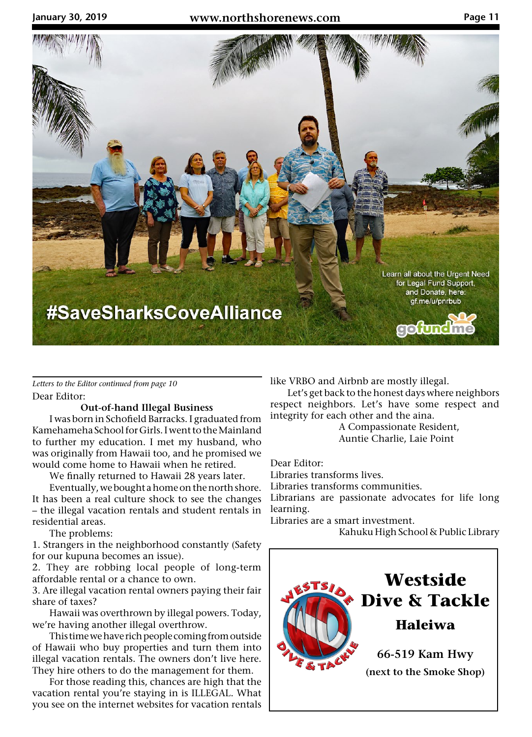#SaveSharksCoveAlliance

Learn all about the Urgent Need for Legal Fund Support, and Donate, here: gf.me/u/pnrbub

gofundme

*Letters to the Editor continued from page 10*

Dear Editor:

**Out-of-hand Illegal Business**

I was born in Schofield Barracks. I graduated from Kamehameha School for Girls. I went to the Mainland to further my education. I met my husband, who was originally from Hawaii too, and he promised we would come home to Hawaii when he retired.

We finally returned to Hawaii 28 years later.

Eventually, we bought a home on the north shore. It has been a real culture shock to see the changes – the illegal vacation rentals and student rentals in residential areas.

The problems:

1. Strangers in the neighborhood constantly (Safety for our kupuna becomes an issue).
2. They are robbing local people of long-term affordable rental or a chance to own.
3. Are illegal vacation rental owners paying their fair share of taxes?

Hawaii was overthrown by illegal powers. Today, we're having another illegal overthrow.

This time we have rich people coming from outside of Hawaii who buy properties and turn them into illegal vacation rentals. The owners don't live here. They hire others to do the management for them.

For those reading this, chances are high that the vacation rental you're staying in is ILLEGAL. What you see on the internet websites for vacation rentals like VRBO and Airbnb are mostly illegal.

Let's get back to the honest days where neighbors respect neighbors. Let's have some respect and integrity for each other and the aina.

A Compassionate Resident,
Auntie Charlie, Laie Point

Dear Editor:

Libraries transforms lives.
Libraries transforms communities.
Librarians are passionate advocates for life long learning.
Libraries are a smart investment.

Kahuku High School & Public Library

**Westside Dive & Tackle**

**Haleiwa**

**66-519 Kam Hwy**

**(next to the Smoke Shop)**